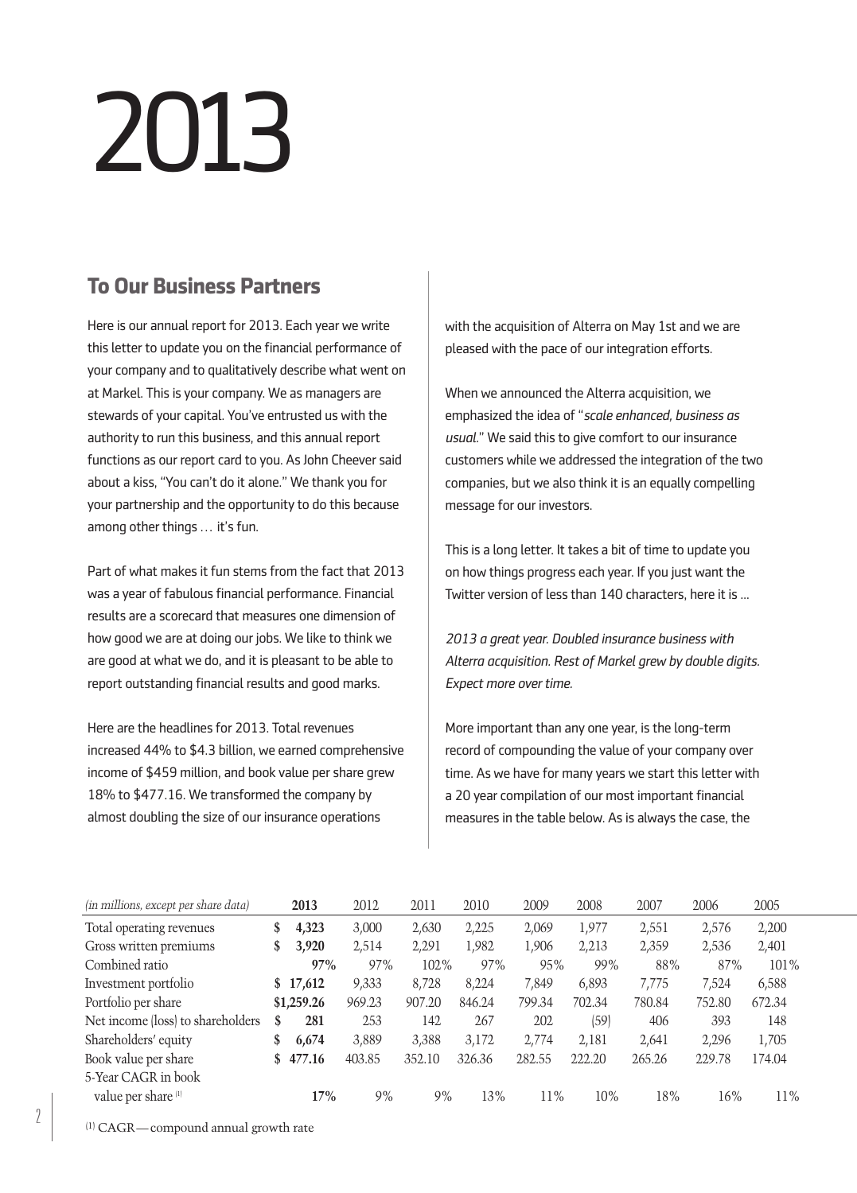# 2013

## To Our Business Partners

Here is our annual report for 2013. Each year we write this letter to update you on the financial performance of your company and to qualitatively describe what went on at Markel. This is your company. We as managers are stewards of your capital. You've entrusted us with the authority to run this business, and this annual report functions as our report card to you. As John Cheever said about a kiss, "You can't do it alone." We thank you for your partnership and the opportunity to do this because among other things … it's fun.

Part of what makes it fun stems from the fact that 2013 was a year of fabulous financial performance. Financial results are a scorecard that measures one dimension of how good we are at doing our jobs. We like to think we are good at what we do, and it is pleasant to be able to report outstanding financial results and good marks.

Here are the headlines for 2013. Total revenues increased 44% to $4.3 billion, we earned comprehensive income of $459 million, and book value per share grew 18% to $477.16. We transformed the company by almost doubling the size of our insurance operations with the acquisition of Alterra on May 1st and we are pleased with the pace of our integration efforts.

When we announced the Alterra acquisition, we emphasized the idea of "*scale enhanced, business as usual.*" We said this to give comfort to our insurance customers while we addressed the integration of the two companies, but we also think it is an equally compelling message for our investors.

This is a long letter. It takes a bit of time to update you on how things progress each year. If you just want the Twitter version of less than 140 characters, here it is …

*2013 a great year. Doubled insurance business with Alterra acquisition. Rest of Markel grew by double digits. Expect more over time.*

More important than any one year, is the long-term record of compounding the value of your company over time. As we have for many years we start this letter with a 20 year compilation of our most important financial measures in the table below. As is always the case, the

| *(in millions, except per share data)* | **2013** | 2012 | 2011 | 2010 | 2009 | 2008 | 2007 | 2006 | 2005 |
|---|---|---|---|---|---|---|---|---|---|
| Total operating revenues | **$ 4,323** | 3,000 | 2,630 | 2,225 | 2,069 | 1,977 | 2,551 | 2,576 | 2,200 |
| Gross written premiums | **$ 3,920** | 2,514 | 2,291 | 1,982 | 1,906 | 2,213 | 2,359 | 2,536 | 2,401 |
| Combined ratio | **97%** | 97% | 102% | 97% | 95% | 99% | 88% | 87% | 101% |
| Investment portfolio | **$ 17,612** | 9,333 | 8,728 | 8,224 | 7,849 | 6,893 | 7,775 | 7,524 | 6,588 |
| Portfolio per share | **$1,259.26** | 969.23 | 907.20 | 846.24 | 799.34 | 702.34 | 780.84 | 752.80 | 672.34 |
| Net income (loss) to shareholders | **$ 281** | 253 | 142 | 267 | 202 | (59) | 406 | 393 | 148 |
| Shareholders' equity | **$ 6,674** | 3,889 | 3,388 | 3,172 | 2,774 | 2,181 | 2,641 | 2,296 | 1,705 |
| Book value per share | **$ 477.16** | 403.85 | 352.10 | 326.36 | 282.55 | 222.20 | 265.26 | 229.78 | 174.04 |
| 5-Year CAGR in book value per share [1] | **17%** | 9% | 9% | 13% | 11% | 10% | 18% | 16% | 11% |

[1] CAGR—compound annual growth rate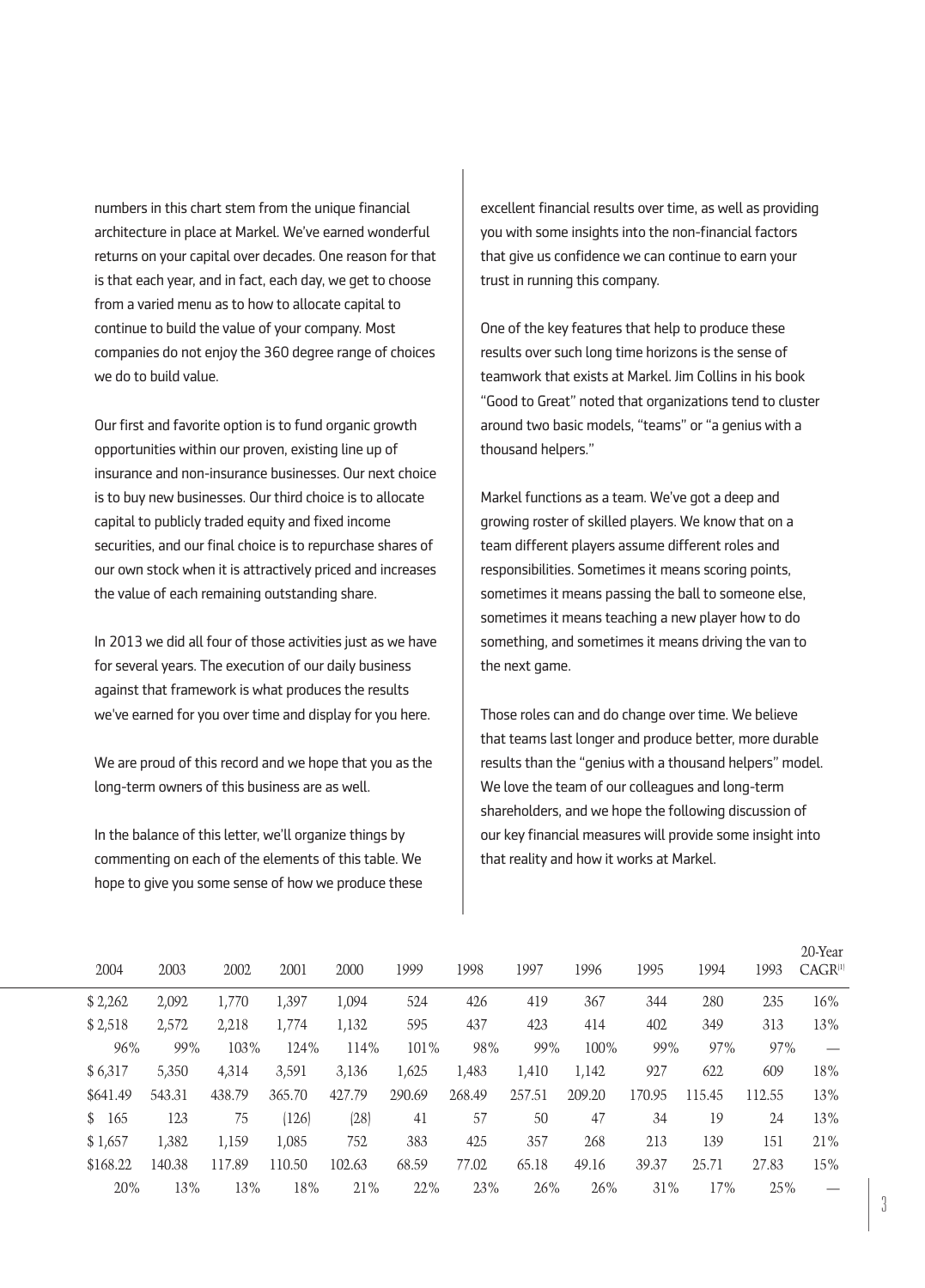numbers in this chart stem from the unique financial architecture in place at Markel. We've earned wonderful returns on your capital over decades. One reason for that is that each year, and in fact, each day, we get to choose from a varied menu as to how to allocate capital to continue to build the value of your company. Most companies do not enjoy the 360 degree range of choices we do to build value.

Our first and favorite option is to fund organic growth opportunities within our proven, existing line up of insurance and non-insurance businesses. Our next choice is to buy new businesses. Our third choice is to allocate capital to publicly traded equity and fixed income securities, and our final choice is to repurchase shares of our own stock when it is attractively priced and increases the value of each remaining outstanding share.

In 2013 we did all four of those activities just as we have for several years. The execution of our daily business against that framework is what produces the results we've earned for you over time and display for you here.

We are proud of this record and we hope that you as the long-term owners of this business are as well.

In the balance of this letter, we'll organize things by commenting on each of the elements of this table. We hope to give you some sense of how we produce these excellent financial results over time, as well as providing you with some insights into the non-financial factors that give us confidence we can continue to earn your trust in running this company.

One of the key features that help to produce these results over such long time horizons is the sense of teamwork that exists at Markel. Jim Collins in his book "Good to Great" noted that organizations tend to cluster around two basic models, "teams" or "a genius with a thousand helpers."

Markel functions as a team. We've got a deep and growing roster of skilled players. We know that on a team different players assume different roles and responsibilities. Sometimes it means scoring points, sometimes it means passing the ball to someone else, sometimes it means teaching a new player how to do something, and sometimes it means driving the van to the next game.

Those roles can and do change over time. We believe that teams last longer and produce better, more durable results than the "genius with a thousand helpers" model. We love the team of our colleagues and long-term shareholders, and we hope the following discussion of our key financial measures will provide some insight into that reality and how it works at Markel.

| 2004 | 2003 | 2002 | 2001 | 2000 | 1999 | 1998 | 1997 | 1996 | 1995 | 1994 | 1993 | 20-Year CAGR[1] |
|---|---|---|---|---|---|---|---|---|---|---|---|---|
| $ 2,262 | 2,092 | 1,770 | 1,397 | 1,094 | 524 | 426 | 419 | 367 | 344 | 280 | 235 | 16% |
| $ 2,518 | 2,572 | 2,218 | 1,774 | 1,132 | 595 | 437 | 423 | 414 | 402 | 349 | 313 | 13% |
| 96% | 99% | 103% | 124% | 114% | 101% | 98% | 99% | 100% | 99% | 97% | 97% | — |
| $ 6,317 | 5,350 | 4,314 | 3,591 | 3,136 | 1,625 | 1,483 | 1,410 | 1,142 | 927 | 622 | 609 | 18% |
| $641.49 | 543.31 | 438.79 | 365.70 | 427.79 | 290.69 | 268.49 | 257.51 | 209.20 | 170.95 | 115.45 | 112.55 | 13% |
| $ 165 | 123 | 75 | (126) | (28) | 41 | 57 | 50 | 47 | 34 | 19 | 24 | 13% |
| $ 1,657 | 1,382 | 1,159 | 1,085 | 752 | 383 | 425 | 357 | 268 | 213 | 139 | 151 | 21% |
| $168.22 | 140.38 | 117.89 | 110.50 | 102.63 | 68.59 | 77.02 | 65.18 | 49.16 | 39.37 | 25.71 | 27.83 | 15% |
| 20% | 13% | 13% | 18% | 21% | 22% | 23% | 26% | 26% | 31% | 17% | 25% | — |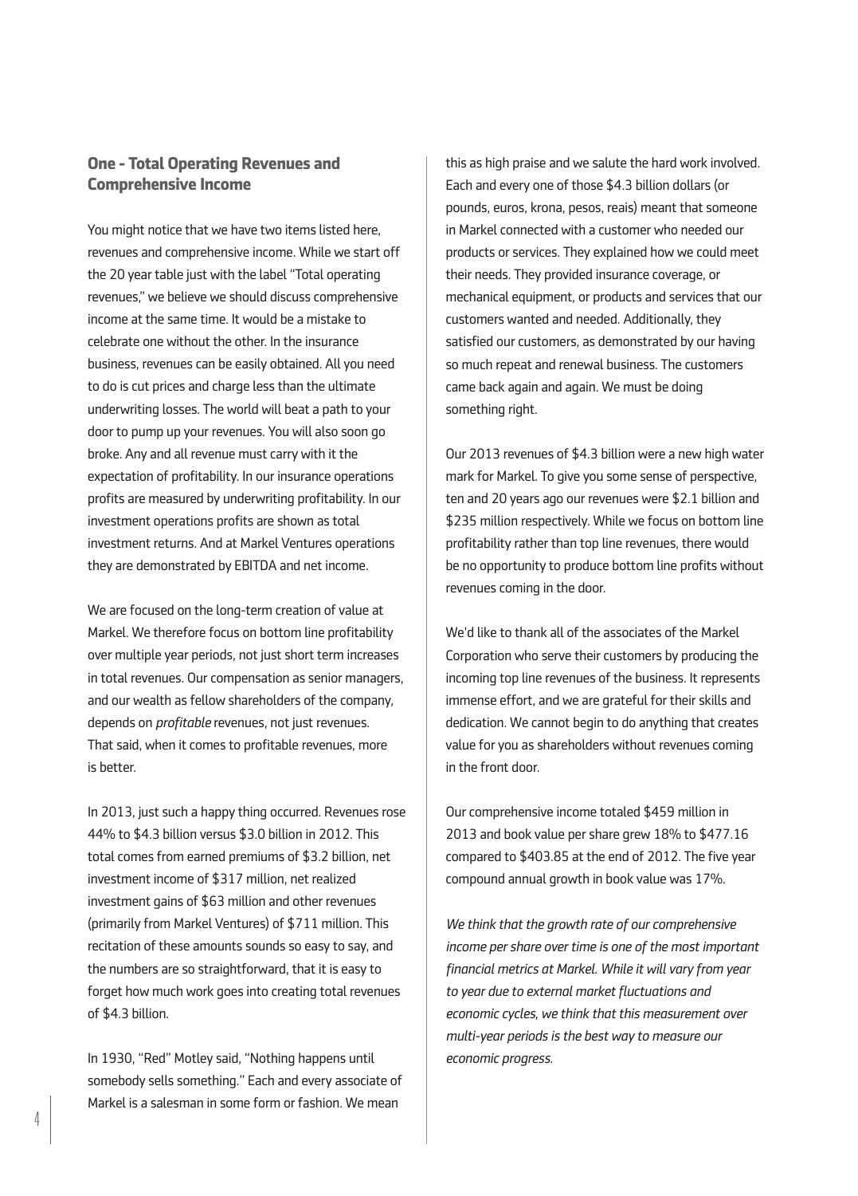## One - Total Operating Revenues and Comprehensive Income

You might notice that we have two items listed here, revenues and comprehensive income. While we start off the 20 year table just with the label "Total operating revenues," we believe we should discuss comprehensive income at the same time. It would be a mistake to celebrate one without the other. In the insurance business, revenues can be easily obtained. All you need to do is cut prices and charge less than the ultimate underwriting losses. The world will beat a path to your door to pump up your revenues. You will also soon go broke. Any and all revenue must carry with it the expectation of profitability. In our insurance operations profits are measured by underwriting profitability. In our investment operations profits are shown as total investment returns. And at Markel Ventures operations they are demonstrated by EBITDA and net income.

We are focused on the long-term creation of value at Markel. We therefore focus on bottom line profitability over multiple year periods, not just short term increases in total revenues. Our compensation as senior managers, and our wealth as fellow shareholders of the company, depends on *profitable* revenues, not just revenues. That said, when it comes to profitable revenues, more is better.

In 2013, just such a happy thing occurred. Revenues rose 44% to $4.3 billion versus $3.0 billion in 2012. This total comes from earned premiums of $3.2 billion, net investment income of $317 million, net realized investment gains of $63 million and other revenues (primarily from Markel Ventures) of $711 million. This recitation of these amounts sounds so easy to say, and the numbers are so straightforward, that it is easy to forget how much work goes into creating total revenues of $4.3 billion.

In 1930, "Red" Motley said, "Nothing happens until somebody sells something." Each and every associate of Markel is a salesman in some form or fashion. We mean this as high praise and we salute the hard work involved. Each and every one of those $4.3 billion dollars (or pounds, euros, krona, pesos, reais) meant that someone in Markel connected with a customer who needed our products or services. They explained how we could meet their needs. They provided insurance coverage, or mechanical equipment, or products and services that our customers wanted and needed. Additionally, they satisfied our customers, as demonstrated by our having so much repeat and renewal business. The customers came back again and again. We must be doing something right.

Our 2013 revenues of $4.3 billion were a new high water mark for Markel. To give you some sense of perspective, ten and 20 years ago our revenues were $2.1 billion and $235 million respectively. While we focus on bottom line profitability rather than top line revenues, there would be no opportunity to produce bottom line profits without revenues coming in the door.

We'd like to thank all of the associates of the Markel Corporation who serve their customers by producing the incoming top line revenues of the business. It represents immense effort, and we are grateful for their skills and dedication. We cannot begin to do anything that creates value for you as shareholders without revenues coming in the front door.

Our comprehensive income totaled $459 million in 2013 and book value per share grew 18% to $477.16 compared to $403.85 at the end of 2012. The five year compound annual growth in book value was 17%.

*We think that the growth rate of our comprehensive income per share over time is one of the most important financial metrics at Markel. While it will vary from year to year due to external market fluctuations and economic cycles, we think that this measurement over multi-year periods is the best way to measure our economic progress.*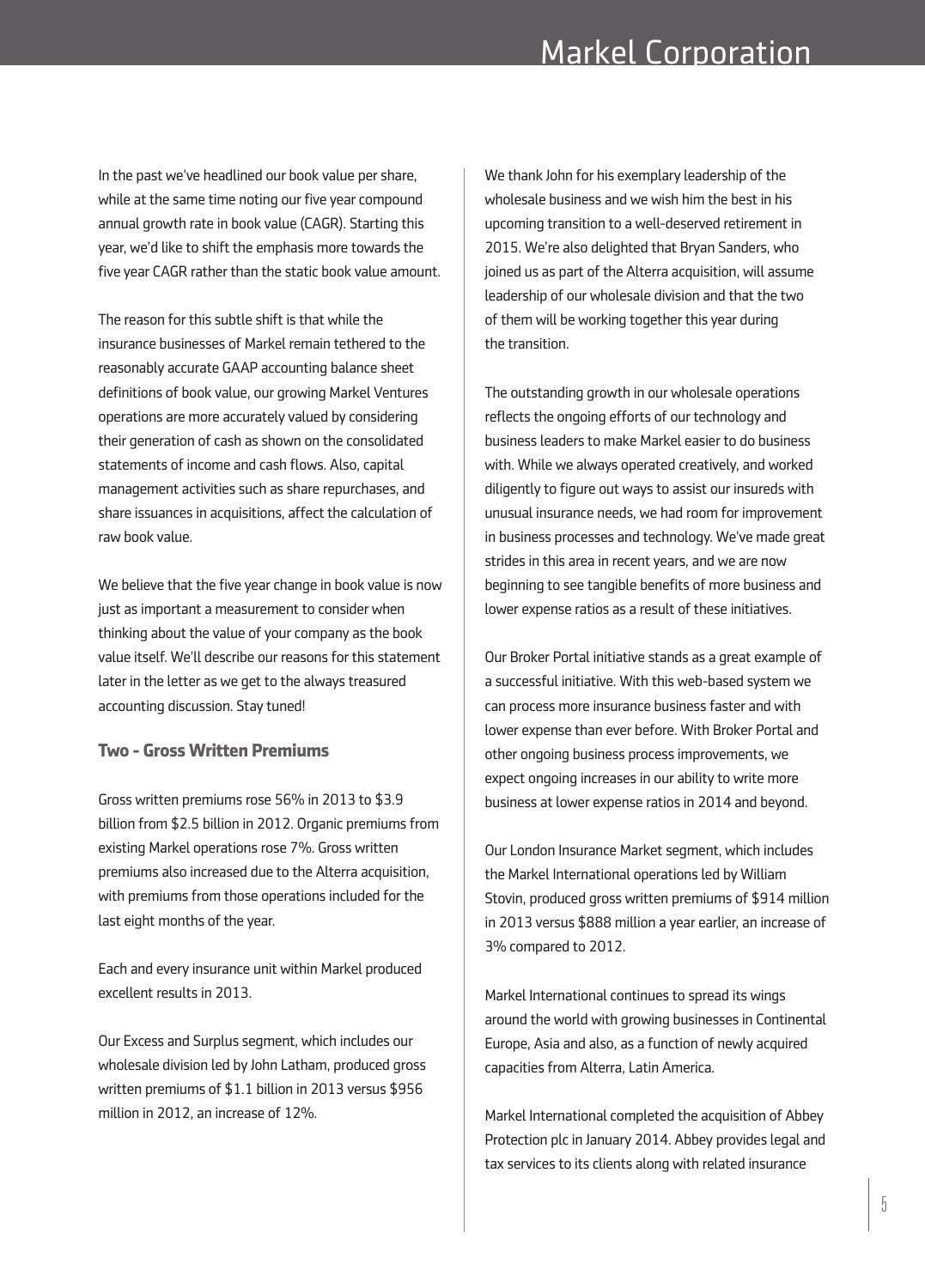In the past we've headlined our book value per share, while at the same time noting our five year compound annual growth rate in book value (CAGR). Starting this year, we'd like to shift the emphasis more towards the five year CAGR rather than the static book value amount.

The reason for this subtle shift is that while the insurance businesses of Markel remain tethered to the reasonably accurate GAAP accounting balance sheet definitions of book value, our growing Markel Ventures operations are more accurately valued by considering their generation of cash as shown on the consolidated statements of income and cash flows. Also, capital management activities such as share repurchases, and share issuances in acquisitions, affect the calculation of raw book value.

We believe that the five year change in book value is now just as important a measurement to consider when thinking about the value of your company as the book value itself. We'll describe our reasons for this statement later in the letter as we get to the always treasured accounting discussion. Stay tuned!

### Two - Gross Written Premiums

Gross written premiums rose 56% in 2013 to $3.9 billion from $2.5 billion in 2012. Organic premiums from existing Markel operations rose 7%. Gross written premiums also increased due to the Alterra acquisition, with premiums from those operations included for the last eight months of the year.

Each and every insurance unit within Markel produced excellent results in 2013.

Our Excess and Surplus segment, which includes our wholesale division led by John Latham, produced gross written premiums of $1.1 billion in 2013 versus $956 million in 2012, an increase of 12%.

We thank John for his exemplary leadership of the wholesale business and we wish him the best in his upcoming transition to a well-deserved retirement in 2015. We're also delighted that Bryan Sanders, who joined us as part of the Alterra acquisition, will assume leadership of our wholesale division and that the two of them will be working together this year during the transition.

The outstanding growth in our wholesale operations reflects the ongoing efforts of our technology and business leaders to make Markel easier to do business with. While we always operated creatively, and worked diligently to figure out ways to assist our insureds with unusual insurance needs, we had room for improvement in business processes and technology. We've made great strides in this area in recent years, and we are now beginning to see tangible benefits of more business and lower expense ratios as a result of these initiatives.

Our Broker Portal initiative stands as a great example of a successful initiative. With this web-based system we can process more insurance business faster and with lower expense than ever before. With Broker Portal and other ongoing business process improvements, we expect ongoing increases in our ability to write more business at lower expense ratios in 2014 and beyond.

Our London Insurance Market segment, which includes the Markel International operations led by William Stovin, produced gross written premiums of $914 million in 2013 versus $888 million a year earlier, an increase of 3% compared to 2012.

Markel International continues to spread its wings around the world with growing businesses in Continental Europe, Asia and also, as a function of newly acquired capacities from Alterra, Latin America.

Markel International completed the acquisition of Abbey Protection plc in January 2014. Abbey provides legal and tax services to its clients along with related insurance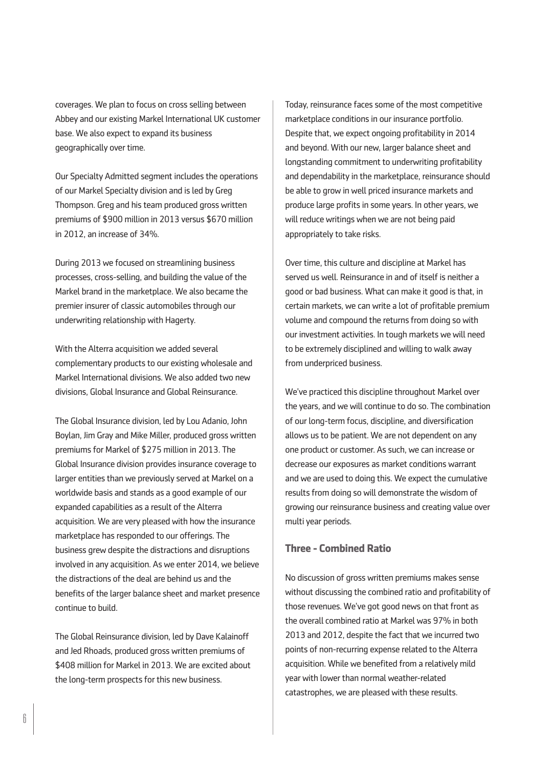coverages. We plan to focus on cross selling between Abbey and our existing Markel International UK customer base. We also expect to expand its business geographically over time.

Our Specialty Admitted segment includes the operations of our Markel Specialty division and is led by Greg Thompson. Greg and his team produced gross written premiums of $900 million in 2013 versus $670 million in 2012, an increase of 34%.

During 2013 we focused on streamlining business processes, cross-selling, and building the value of the Markel brand in the marketplace. We also became the premier insurer of classic automobiles through our underwriting relationship with Hagerty.

With the Alterra acquisition we added several complementary products to our existing wholesale and Markel International divisions. We also added two new divisions, Global Insurance and Global Reinsurance.

The Global Insurance division, led by Lou Adanio, John Boylan, Jim Gray and Mike Miller, produced gross written premiums for Markel of $275 million in 2013. The Global Insurance division provides insurance coverage to larger entities than we previously served at Markel on a worldwide basis and stands as a good example of our expanded capabilities as a result of the Alterra acquisition. We are very pleased with how the insurance marketplace has responded to our offerings. The business grew despite the distractions and disruptions involved in any acquisition. As we enter 2014, we believe the distractions of the deal are behind us and the benefits of the larger balance sheet and market presence continue to build.

The Global Reinsurance division, led by Dave Kalainoff and Jed Rhoads, produced gross written premiums of $408 million for Markel in 2013. We are excited about the long-term prospects for this new business.

Today, reinsurance faces some of the most competitive marketplace conditions in our insurance portfolio. Despite that, we expect ongoing profitability in 2014 and beyond. With our new, larger balance sheet and longstanding commitment to underwriting profitability and dependability in the marketplace, reinsurance should be able to grow in well priced insurance markets and produce large profits in some years. In other years, we will reduce writings when we are not being paid appropriately to take risks.

Over time, this culture and discipline at Markel has served us well. Reinsurance in and of itself is neither a good or bad business. What can make it good is that, in certain markets, we can write a lot of profitable premium volume and compound the returns from doing so with our investment activities. In tough markets we will need to be extremely disciplined and willing to walk away from underpriced business.

We've practiced this discipline throughout Markel over the years, and we will continue to do so. The combination of our long-term focus, discipline, and diversification allows us to be patient. We are not dependent on any one product or customer. As such, we can increase or decrease our exposures as market conditions warrant and we are used to doing this. We expect the cumulative results from doing so will demonstrate the wisdom of growing our reinsurance business and creating value over multi year periods.

### Three - Combined Ratio

No discussion of gross written premiums makes sense without discussing the combined ratio and profitability of those revenues. We've got good news on that front as the overall combined ratio at Markel was 97% in both 2013 and 2012, despite the fact that we incurred two points of non-recurring expense related to the Alterra acquisition. While we benefited from a relatively mild year with lower than normal weather-related catastrophes, we are pleased with these results.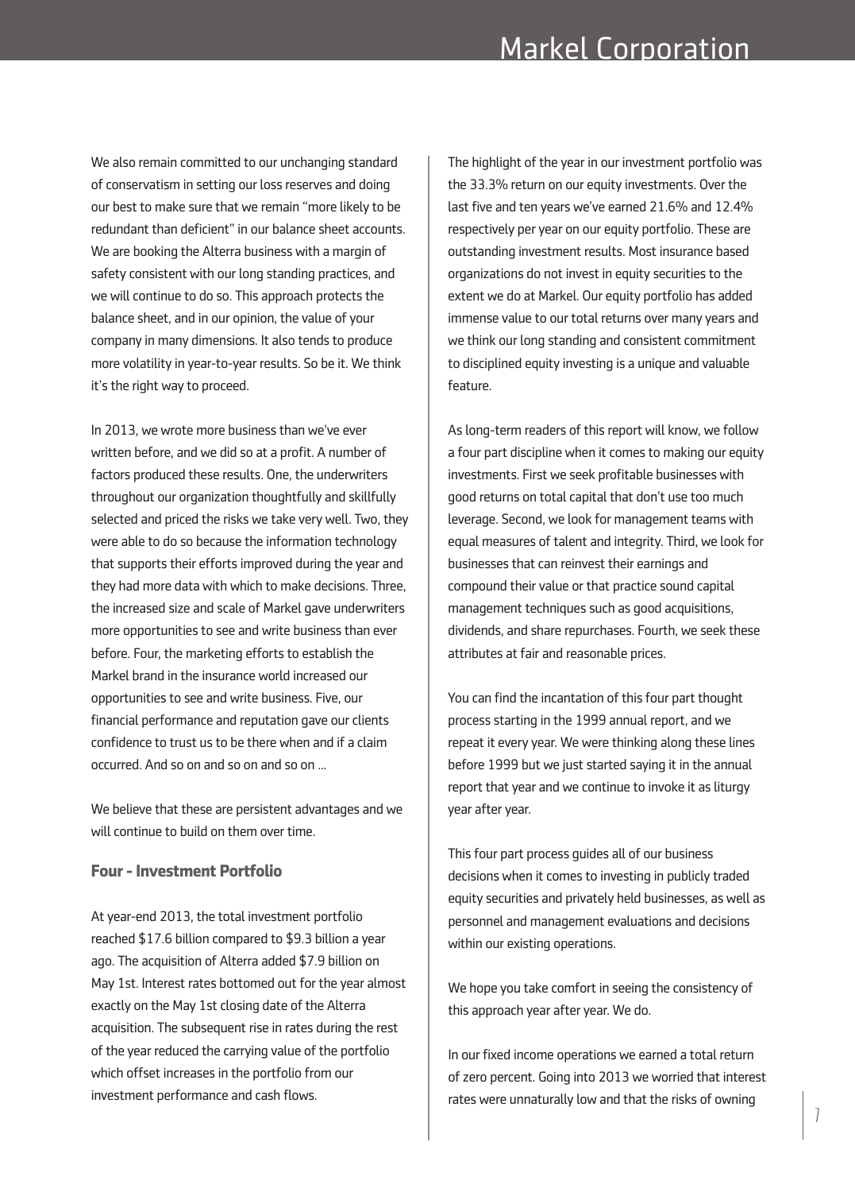We also remain committed to our unchanging standard of conservatism in setting our loss reserves and doing our best to make sure that we remain "more likely to be redundant than deficient" in our balance sheet accounts. We are booking the Alterra business with a margin of safety consistent with our long standing practices, and we will continue to do so. This approach protects the balance sheet, and in our opinion, the value of your company in many dimensions. It also tends to produce more volatility in year-to-year results. So be it. We think it's the right way to proceed.

In 2013, we wrote more business than we've ever written before, and we did so at a profit. A number of factors produced these results. One, the underwriters throughout our organization thoughtfully and skillfully selected and priced the risks we take very well. Two, they were able to do so because the information technology that supports their efforts improved during the year and they had more data with which to make decisions. Three, the increased size and scale of Markel gave underwriters more opportunities to see and write business than ever before. Four, the marketing efforts to establish the Markel brand in the insurance world increased our opportunities to see and write business. Five, our financial performance and reputation gave our clients confidence to trust us to be there when and if a claim occurred. And so on and so on and so on ...

We believe that these are persistent advantages and we will continue to build on them over time.

### Four - Investment Portfolio

At year-end 2013, the total investment portfolio reached $17.6 billion compared to $9.3 billion a year ago. The acquisition of Alterra added $7.9 billion on May 1st. Interest rates bottomed out for the year almost exactly on the May 1st closing date of the Alterra acquisition. The subsequent rise in rates during the rest of the year reduced the carrying value of the portfolio which offset increases in the portfolio from our investment performance and cash flows.

The highlight of the year in our investment portfolio was the 33.3% return on our equity investments. Over the last five and ten years we've earned 21.6% and 12.4% respectively per year on our equity portfolio. These are outstanding investment results. Most insurance based organizations do not invest in equity securities to the extent we do at Markel. Our equity portfolio has added immense value to our total returns over many years and we think our long standing and consistent commitment to disciplined equity investing is a unique and valuable feature.

As long-term readers of this report will know, we follow a four part discipline when it comes to making our equity investments. First we seek profitable businesses with good returns on total capital that don't use too much leverage. Second, we look for management teams with equal measures of talent and integrity. Third, we look for businesses that can reinvest their earnings and compound their value or that practice sound capital management techniques such as good acquisitions, dividends, and share repurchases. Fourth, we seek these attributes at fair and reasonable prices.

You can find the incantation of this four part thought process starting in the 1999 annual report, and we repeat it every year. We were thinking along these lines before 1999 but we just started saying it in the annual report that year and we continue to invoke it as liturgy year after year.

This four part process guides all of our business decisions when it comes to investing in publicly traded equity securities and privately held businesses, as well as personnel and management evaluations and decisions within our existing operations.

We hope you take comfort in seeing the consistency of this approach year after year. We do.

In our fixed income operations we earned a total return of zero percent. Going into 2013 we worried that interest rates were unnaturally low and that the risks of owning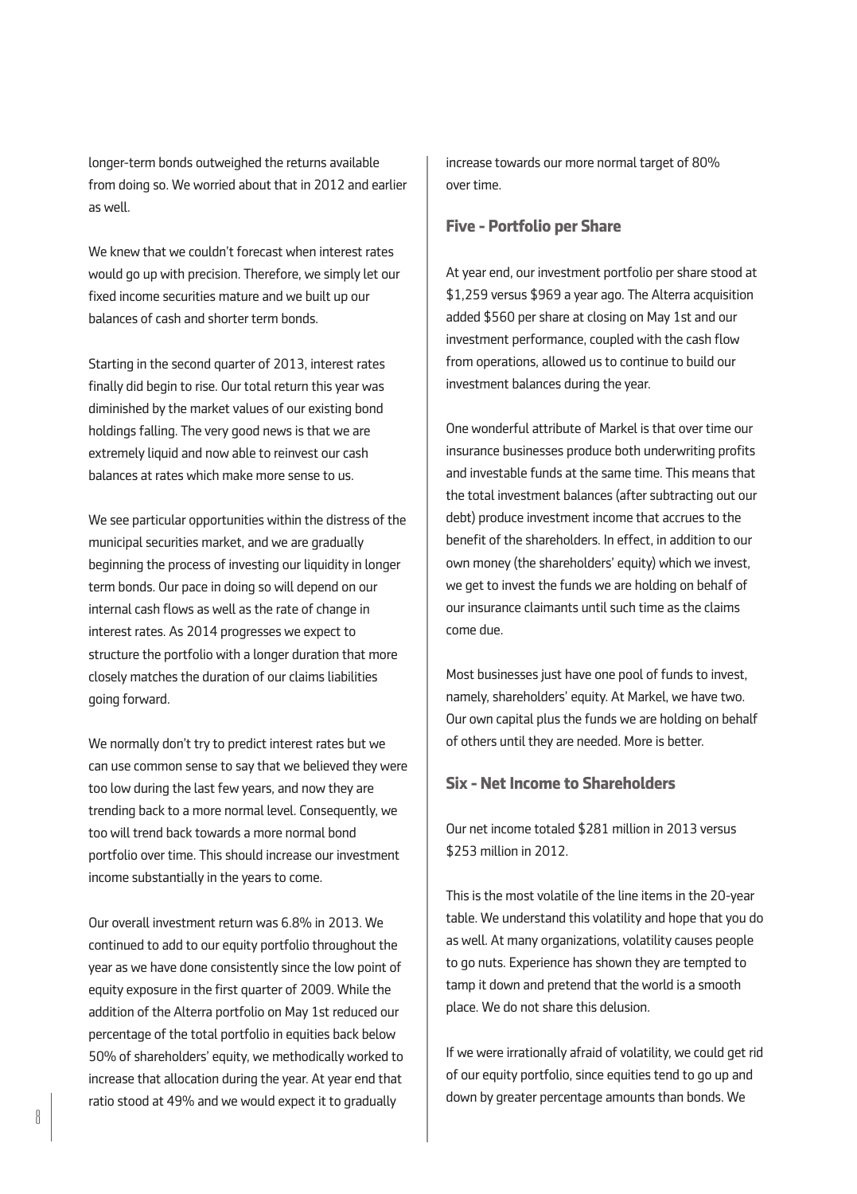longer-term bonds outweighed the returns available from doing so. We worried about that in 2012 and earlier as well.

We knew that we couldn't forecast when interest rates would go up with precision. Therefore, we simply let our fixed income securities mature and we built up our balances of cash and shorter term bonds.

Starting in the second quarter of 2013, interest rates finally did begin to rise. Our total return this year was diminished by the market values of our existing bond holdings falling. The very good news is that we are extremely liquid and now able to reinvest our cash balances at rates which make more sense to us.

We see particular opportunities within the distress of the municipal securities market, and we are gradually beginning the process of investing our liquidity in longer term bonds. Our pace in doing so will depend on our internal cash flows as well as the rate of change in interest rates. As 2014 progresses we expect to structure the portfolio with a longer duration that more closely matches the duration of our claims liabilities going forward.

We normally don't try to predict interest rates but we can use common sense to say that we believed they were too low during the last few years, and now they are trending back to a more normal level. Consequently, we too will trend back towards a more normal bond portfolio over time. This should increase our investment income substantially in the years to come.

Our overall investment return was 6.8% in 2013. We continued to add to our equity portfolio throughout the year as we have done consistently since the low point of equity exposure in the first quarter of 2009. While the addition of the Alterra portfolio on May 1st reduced our percentage of the total portfolio in equities back below 50% of shareholders' equity, we methodically worked to increase that allocation during the year. At year end that ratio stood at 49% and we would expect it to gradually increase towards our more normal target of 80% over time.

## Five - Portfolio per Share

At year end, our investment portfolio per share stood at $1,259 versus $969 a year ago. The Alterra acquisition added $560 per share at closing on May 1st and our investment performance, coupled with the cash flow from operations, allowed us to continue to build our investment balances during the year.

One wonderful attribute of Markel is that over time our insurance businesses produce both underwriting profits and investable funds at the same time. This means that the total investment balances (after subtracting out our debt) produce investment income that accrues to the benefit of the shareholders. In effect, in addition to our own money (the shareholders' equity) which we invest, we get to invest the funds we are holding on behalf of our insurance claimants until such time as the claims come due.

Most businesses just have one pool of funds to invest, namely, shareholders' equity. At Markel, we have two. Our own capital plus the funds we are holding on behalf of others until they are needed. More is better.

## Six - Net Income to Shareholders

Our net income totaled $281 million in 2013 versus $253 million in 2012.

This is the most volatile of the line items in the 20-year table. We understand this volatility and hope that you do as well. At many organizations, volatility causes people to go nuts. Experience has shown they are tempted to tamp it down and pretend that the world is a smooth place. We do not share this delusion.

If we were irrationally afraid of volatility, we could get rid of our equity portfolio, since equities tend to go up and down by greater percentage amounts than bonds. We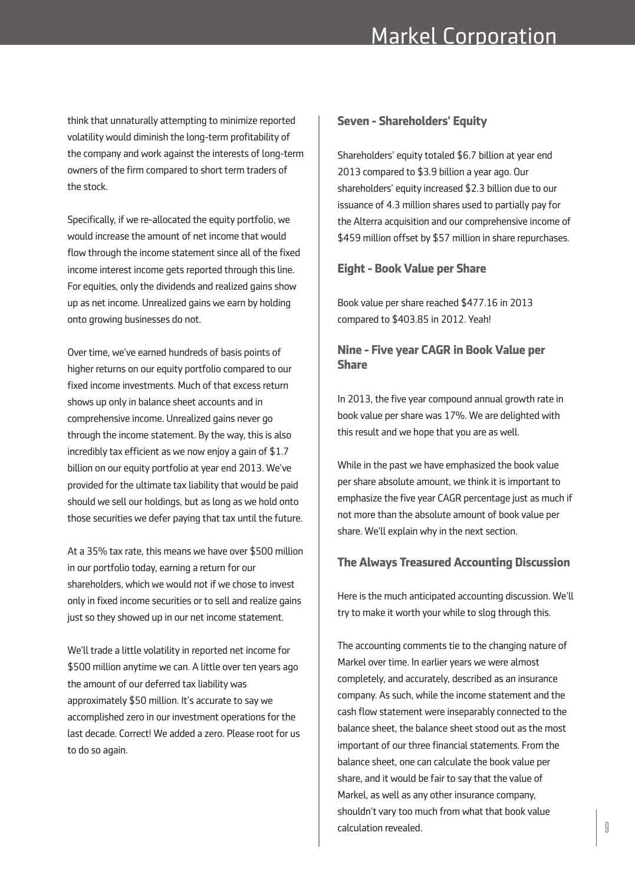think that unnaturally attempting to minimize reported volatility would diminish the long-term profitability of the company and work against the interests of long-term owners of the firm compared to short term traders of the stock.

Specifically, if we re-allocated the equity portfolio, we would increase the amount of net income that would flow through the income statement since all of the fixed income interest income gets reported through this line. For equities, only the dividends and realized gains show up as net income. Unrealized gains we earn by holding onto growing businesses do not.

Over time, we've earned hundreds of basis points of higher returns on our equity portfolio compared to our fixed income investments. Much of that excess return shows up only in balance sheet accounts and in comprehensive income. Unrealized gains never go through the income statement. By the way, this is also incredibly tax efficient as we now enjoy a gain of $1.7 billion on our equity portfolio at year end 2013. We've provided for the ultimate tax liability that would be paid should we sell our holdings, but as long as we hold onto those securities we defer paying that tax until the future.

At a 35% tax rate, this means we have over $500 million in our portfolio today, earning a return for our shareholders, which we would not if we chose to invest only in fixed income securities or to sell and realize gains just so they showed up in our net income statement.

We'll trade a little volatility in reported net income for $500 million anytime we can. A little over ten years ago the amount of our deferred tax liability was approximately $50 million. It's accurate to say we accomplished zero in our investment operations for the last decade. Correct! We added a zero. Please root for us to do so again.

### Seven - Shareholders' Equity

Shareholders' equity totaled $6.7 billion at year end 2013 compared to $3.9 billion a year ago. Our shareholders' equity increased $2.3 billion due to our issuance of 4.3 million shares used to partially pay for the Alterra acquisition and our comprehensive income of $459 million offset by $57 million in share repurchases.

### Eight - Book Value per Share

Book value per share reached $477.16 in 2013 compared to $403.85 in 2012. Yeah!

### Nine - Five year CAGR in Book Value per Share

In 2013, the five year compound annual growth rate in book value per share was 17%. We are delighted with this result and we hope that you are as well.

While in the past we have emphasized the book value per share absolute amount, we think it is important to emphasize the five year CAGR percentage just as much if not more than the absolute amount of book value per share. We'll explain why in the next section.

### The Always Treasured Accounting Discussion

Here is the much anticipated accounting discussion. We'll try to make it worth your while to slog through this.

The accounting comments tie to the changing nature of Markel over time. In earlier years we were almost completely, and accurately, described as an insurance company. As such, while the income statement and the cash flow statement were inseparably connected to the balance sheet, the balance sheet stood out as the most important of our three financial statements. From the balance sheet, one can calculate the book value per share, and it would be fair to say that the value of Markel, as well as any other insurance company, shouldn't vary too much from what that book value calculation revealed.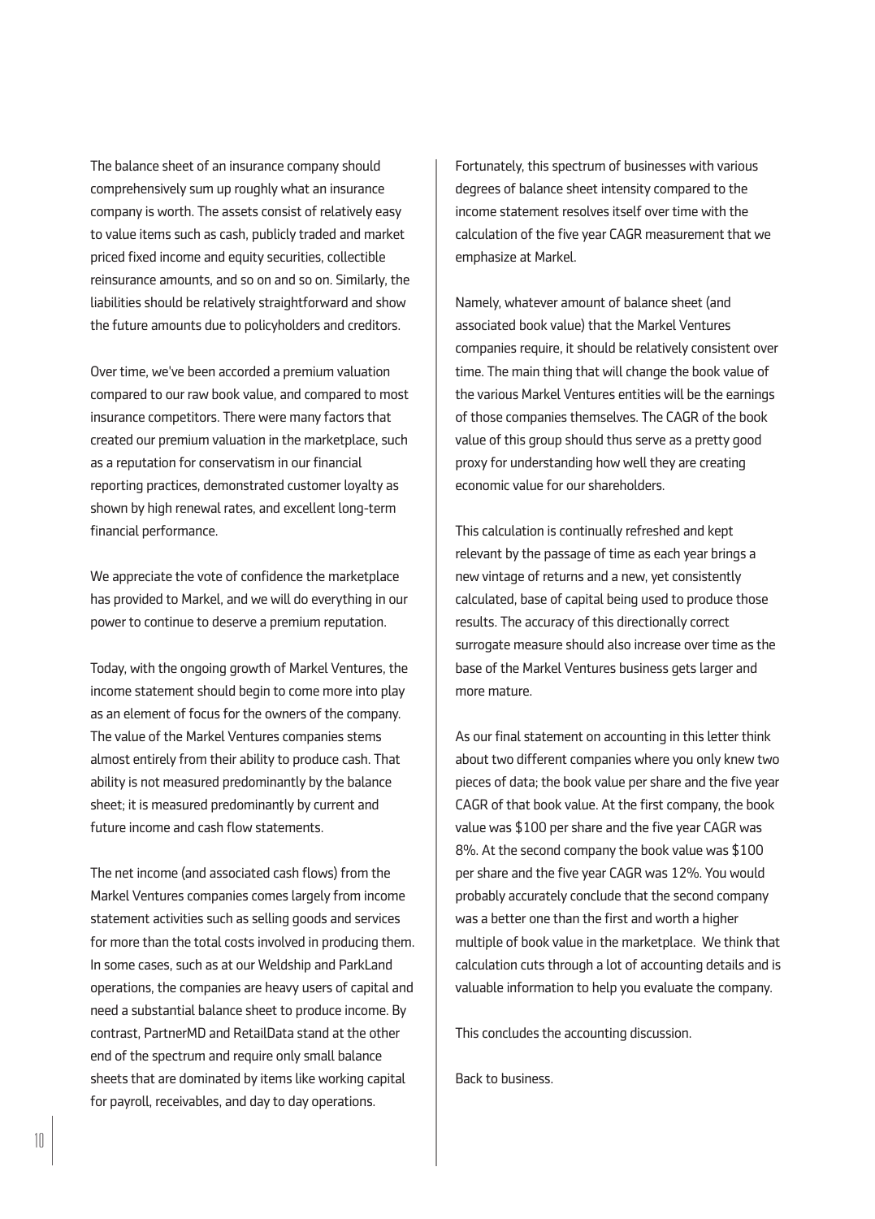The balance sheet of an insurance company should comprehensively sum up roughly what an insurance company is worth. The assets consist of relatively easy to value items such as cash, publicly traded and market priced fixed income and equity securities, collectible reinsurance amounts, and so on and so on. Similarly, the liabilities should be relatively straightforward and show the future amounts due to policyholders and creditors.

Over time, we've been accorded a premium valuation compared to our raw book value, and compared to most insurance competitors. There were many factors that created our premium valuation in the marketplace, such as a reputation for conservatism in our financial reporting practices, demonstrated customer loyalty as shown by high renewal rates, and excellent long-term financial performance.

We appreciate the vote of confidence the marketplace has provided to Markel, and we will do everything in our power to continue to deserve a premium reputation.

Today, with the ongoing growth of Markel Ventures, the income statement should begin to come more into play as an element of focus for the owners of the company. The value of the Markel Ventures companies stems almost entirely from their ability to produce cash. That ability is not measured predominantly by the balance sheet; it is measured predominantly by current and future income and cash flow statements.

The net income (and associated cash flows) from the Markel Ventures companies comes largely from income statement activities such as selling goods and services for more than the total costs involved in producing them. In some cases, such as at our Weldship and ParkLand operations, the companies are heavy users of capital and need a substantial balance sheet to produce income. By contrast, PartnerMD and RetailData stand at the other end of the spectrum and require only small balance sheets that are dominated by items like working capital for payroll, receivables, and day to day operations.

Fortunately, this spectrum of businesses with various degrees of balance sheet intensity compared to the income statement resolves itself over time with the calculation of the five year CAGR measurement that we emphasize at Markel.

Namely, whatever amount of balance sheet (and associated book value) that the Markel Ventures companies require, it should be relatively consistent over time. The main thing that will change the book value of the various Markel Ventures entities will be the earnings of those companies themselves. The CAGR of the book value of this group should thus serve as a pretty good proxy for understanding how well they are creating economic value for our shareholders.

This calculation is continually refreshed and kept relevant by the passage of time as each year brings a new vintage of returns and a new, yet consistently calculated, base of capital being used to produce those results. The accuracy of this directionally correct surrogate measure should also increase over time as the base of the Markel Ventures business gets larger and more mature.

As our final statement on accounting in this letter think about two different companies where you only knew two pieces of data; the book value per share and the five year CAGR of that book value. At the first company, the book value was $100 per share and the five year CAGR was 8%. At the second company the book value was $100 per share and the five year CAGR was 12%. You would probably accurately conclude that the second company was a better one than the first and worth a higher multiple of book value in the marketplace. We think that calculation cuts through a lot of accounting details and is valuable information to help you evaluate the company.

This concludes the accounting discussion.

Back to business.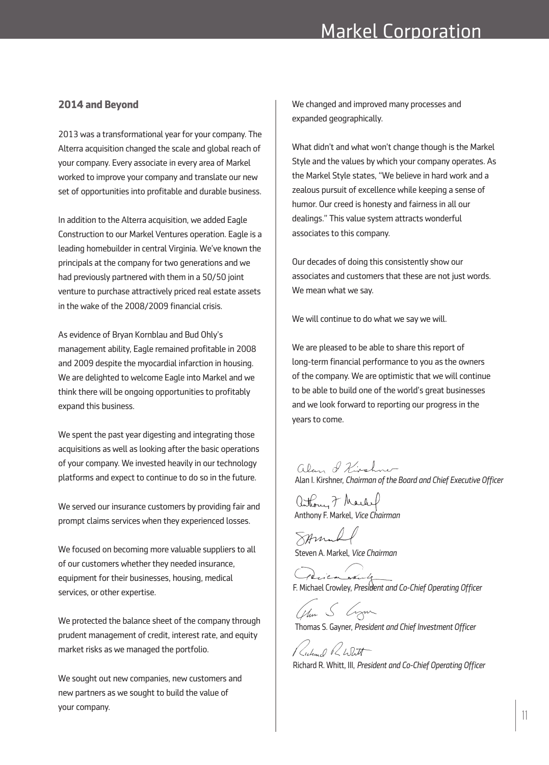## 2014 and Beyond

2013 was a transformational year for your company. The Alterra acquisition changed the scale and global reach of your company. Every associate in every area of Markel worked to improve your company and translate our new set of opportunities into profitable and durable business.

In addition to the Alterra acquisition, we added Eagle Construction to our Markel Ventures operation. Eagle is a leading homebuilder in central Virginia. We've known the principals at the company for two generations and we had previously partnered with them in a 50/50 joint venture to purchase attractively priced real estate assets in the wake of the 2008/2009 financial crisis.

As evidence of Bryan Kornblau and Bud Ohly's management ability, Eagle remained profitable in 2008 and 2009 despite the myocardial infarction in housing. We are delighted to welcome Eagle into Markel and we think there will be ongoing opportunities to profitably expand this business.

We spent the past year digesting and integrating those acquisitions as well as looking after the basic operations of your company. We invested heavily in our technology platforms and expect to continue to do so in the future.

We served our insurance customers by providing fair and prompt claims services when they experienced losses.

We focused on becoming more valuable suppliers to all of our customers whether they needed insurance, equipment for their businesses, housing, medical services, or other expertise.

We protected the balance sheet of the company through prudent management of credit, interest rate, and equity market risks as we managed the portfolio.

We sought out new companies, new customers and new partners as we sought to build the value of your company.

We changed and improved many processes and expanded geographically.

What didn't and what won't change though is the Markel Style and the values by which your company operates. As the Markel Style states, "We believe in hard work and a zealous pursuit of excellence while keeping a sense of humor. Our creed is honesty and fairness in all our dealings." This value system attracts wonderful associates to this company.

Our decades of doing this consistently show our associates and customers that these are not just words. We mean what we say.

We will continue to do what we say we will.

We are pleased to be able to share this report of long-term financial performance to you as the owners of the company. We are optimistic that we will continue to be able to build one of the world's great businesses and we look forward to reporting our progress in the years to come.

Alan I. Kirshner, *Chairman of the Board and Chief Executive Officer*

Anthony F. Markel, *Vice Chairman*

Steven A. Markel, *Vice Chairman*

F. Michael Crowley, *President and Co-Chief Operating Officer*

Thomas S. Gayner, *President and Chief Investment Officer*

Richard R. Whitt, III, *President and Co-Chief Operating Officer*